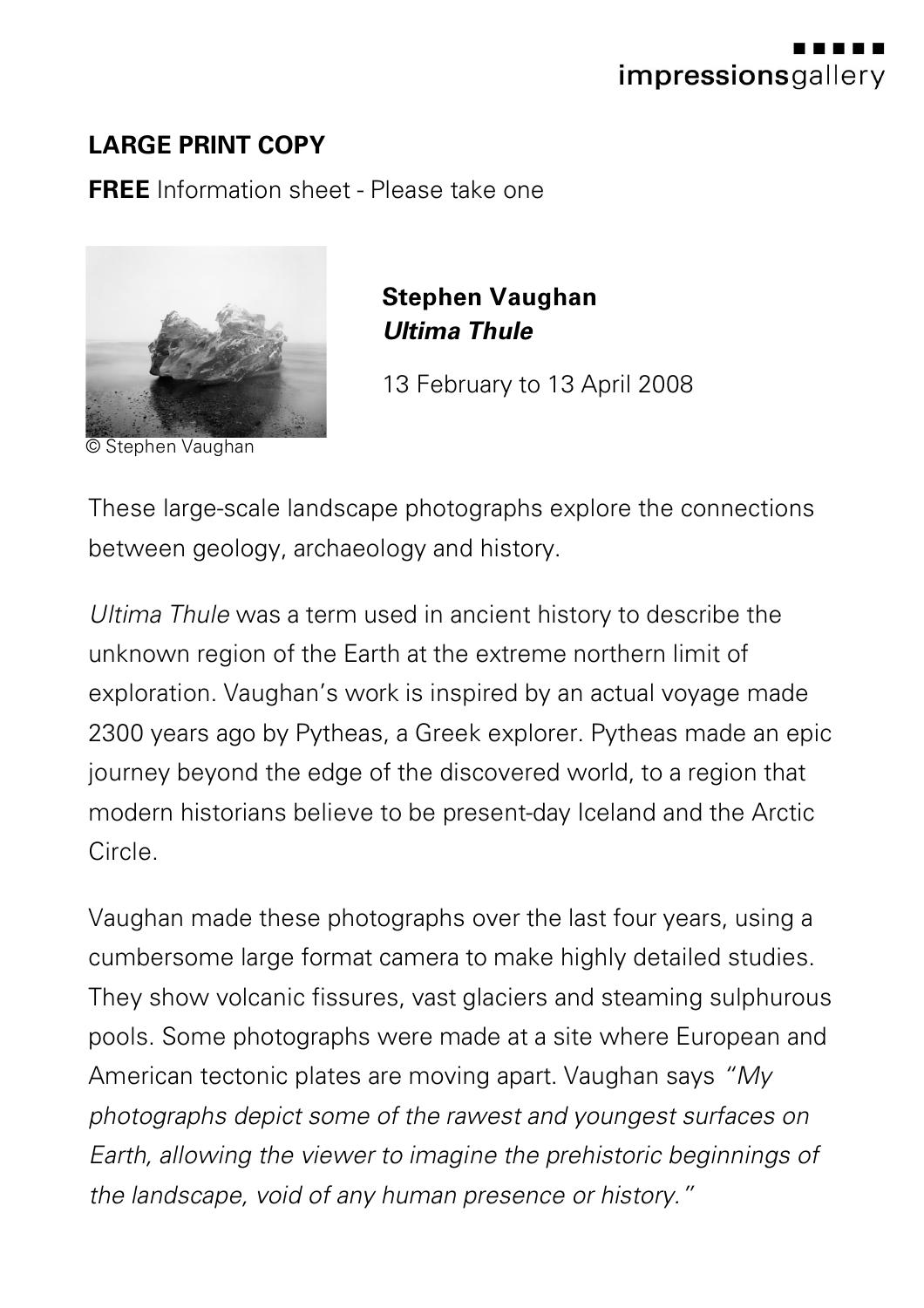impressionsgallery

**LARGE PRINT COPY**

**FREE** Information sheet - Please take one

© Stephen Vaughan

**Stephen Vaughan**
***Ultima Thule***

13 February to 13 April 2008

These large-scale landscape photographs explore the connections between geology, archaeology and history.

*Ultima Thule* was a term used in ancient history to describe the unknown region of the Earth at the extreme northern limit of exploration. Vaughan's work is inspired by an actual voyage made 2300 years ago by Pytheas, a Greek explorer. Pytheas made an epic journey beyond the edge of the discovered world, to a region that modern historians believe to be present-day Iceland and the Arctic Circle.

Vaughan made these photographs over the last four years, using a cumbersome large format camera to make highly detailed studies. They show volcanic fissures, vast glaciers and steaming sulphurous pools. Some photographs were made at a site where European and American tectonic plates are moving apart. Vaughan says *"My photographs depict some of the rawest and youngest surfaces on Earth, allowing the viewer to imagine the prehistoric beginnings of the landscape, void of any human presence or history."*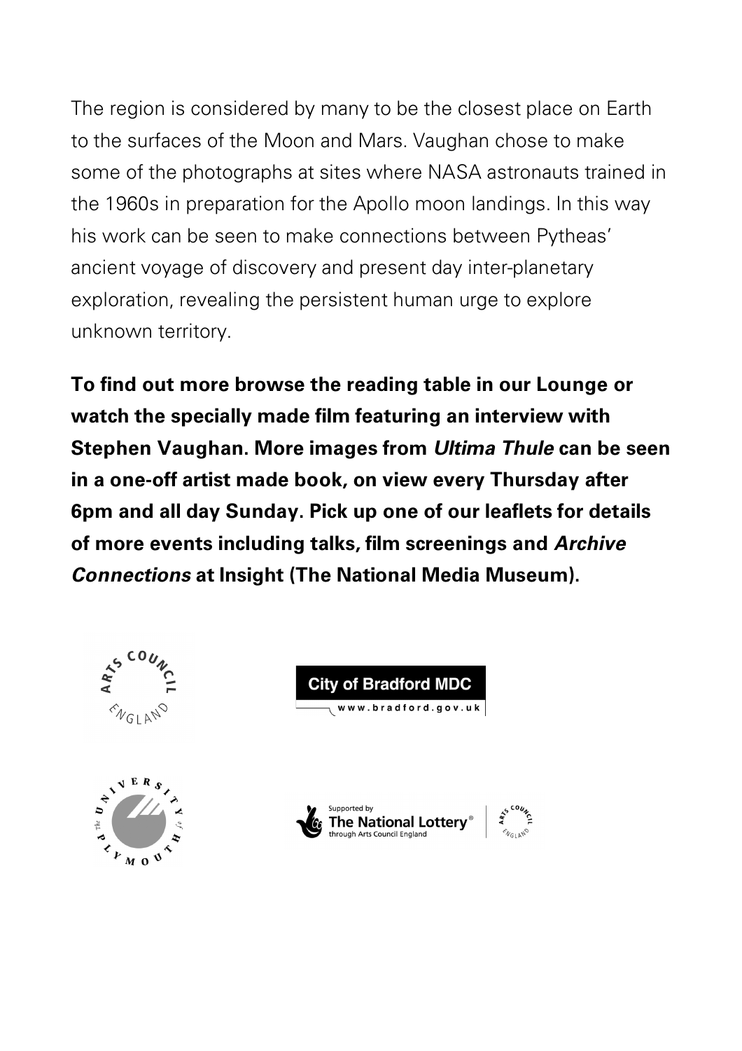The region is considered by many to be the closest place on Earth to the surfaces of the Moon and Mars. Vaughan chose to make some of the photographs at sites where NASA astronauts trained in the 1960s in preparation for the Apollo moon landings. In this way his work can be seen to make connections between Pytheas' ancient voyage of discovery and present day inter-planetary exploration, revealing the persistent human urge to explore unknown territory.

**To find out more browse the reading table in our Lounge or watch the specially made film featuring an interview with Stephen Vaughan. More images from *Ultima Thule* can be seen in a one-off artist made book, on view every Thursday after 6pm and all day Sunday. Pick up one of our leaflets for details of more events including talks, film screenings and *Archive Connections* at Insight (The National Media Museum).**

ARTS COUNCIL ENGLAND

City of Bradford MDC
www.bradford.gov.uk

The University of Plymouth

Supported by The National Lottery® through Arts Council England

ARTS COUNCIL ENGLAND